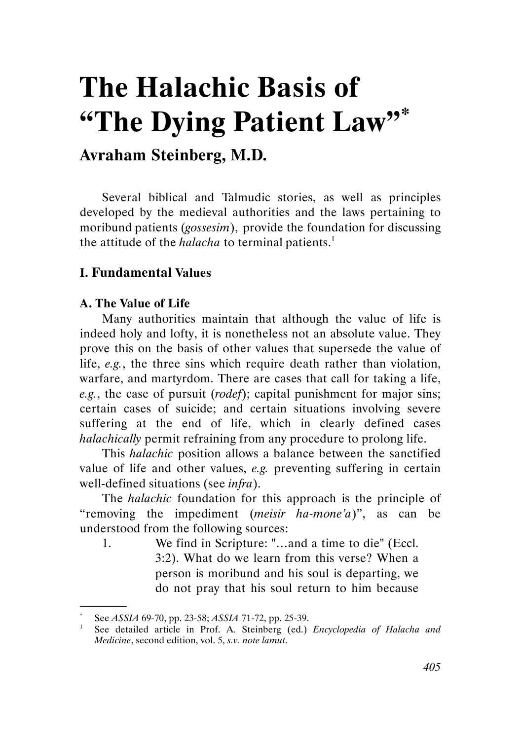# The Halachic Basis of "The Dying Patient Law"*

## Avraham Steinberg, M.D.

Several biblical and Talmudic stories, as well as principles developed by the medieval authorities and the laws pertaining to moribund patients (*gossesim*), provide the foundation for discussing the attitude of the *halacha* to terminal patients.[1]

### I. Fundamental Values

#### A. The Value of Life

Many authorities maintain that although the value of life is indeed holy and lofty, it is nonetheless not an absolute value. They prove this on the basis of other values that supersede the value of life, *e.g.*, the three sins which require death rather than violation, warfare, and martyrdom. There are cases that call for taking a life, *e.g.*, the case of pursuit (*rodef*); capital punishment for major sins; certain cases of suicide; and certain situations involving severe suffering at the end of life, which in clearly defined cases *halachically* permit refraining from any procedure to prolong life.

This *halachic* position allows a balance between the sanctified value of life and other values, *e.g.* preventing suffering in certain well-defined situations (see *infra*).

The *halachic* foundation for this approach is the principle of "removing the impediment (*meisir ha-mone'a*)", as can be understood from the following sources:

1. We find in Scripture: "…and a time to die" (Eccl. 3:2). What do we learn from this verse? When a person is moribund and his soul is departing, we do not pray that his soul return to him because

---

\* See *ASSIA* 69-70, pp. 23-58; *ASSIA* 71-72, pp. 25-39.

[1] See detailed article in Prof. A. Steinberg (ed.) *Encyclopedia of Halacha and Medicine*, second edition, vol. 5, *s.v. note lamut*.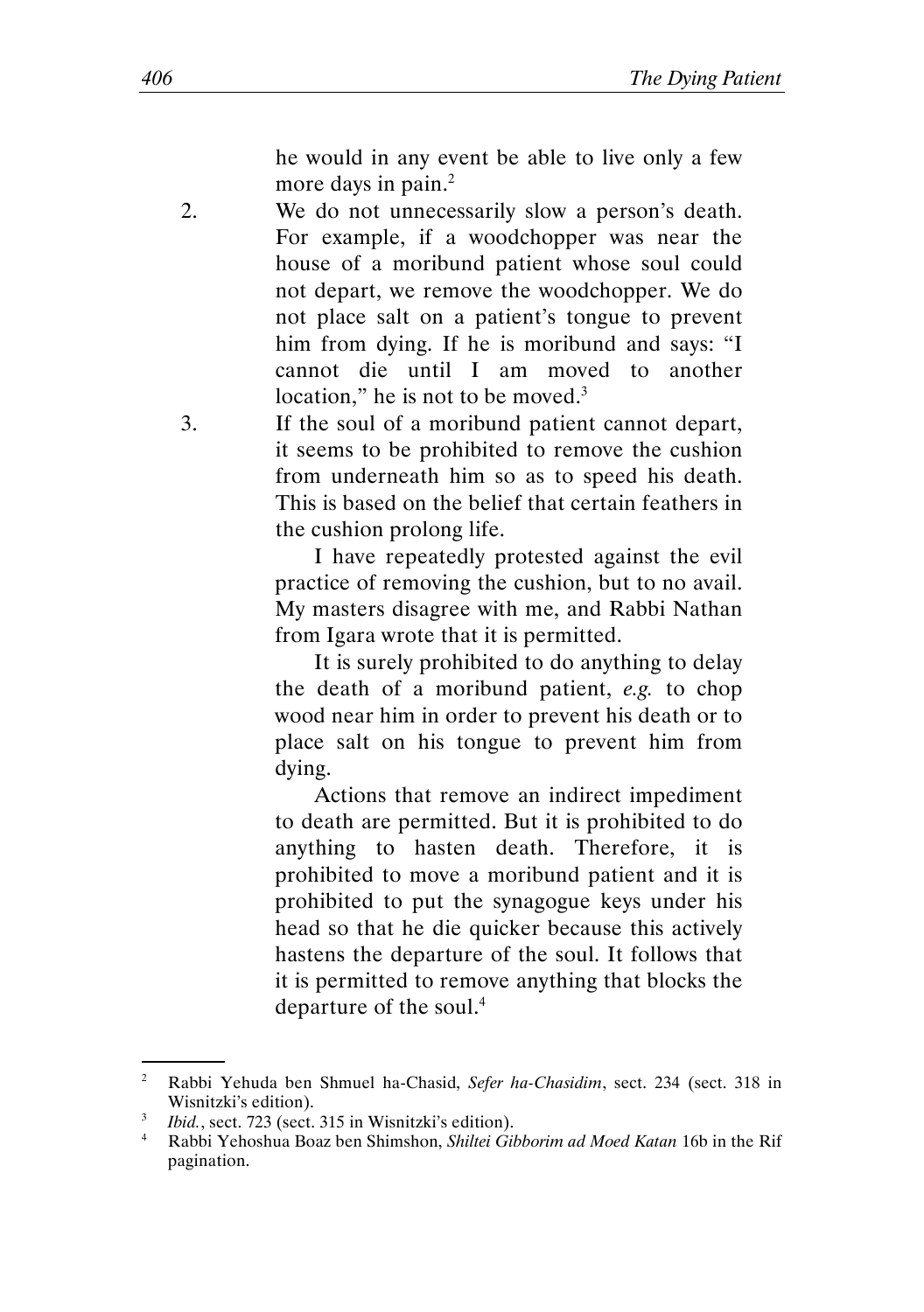he would in any event be able to live only a few more days in pain.[2]

2. We do not unnecessarily slow a person's death. For example, if a woodchopper was near the house of a moribund patient whose soul could not depart, we remove the woodchopper. We do not place salt on a patient's tongue to prevent him from dying. If he is moribund and says: "I cannot die until I am moved to another location," he is not to be moved.[3]

3. If the soul of a moribund patient cannot depart, it seems to be prohibited to remove the cushion from underneath him so as to speed his death. This is based on the belief that certain feathers in the cushion prolong life.

   I have repeatedly protested against the evil practice of removing the cushion, but to no avail. My masters disagree with me, and Rabbi Nathan from Igara wrote that it is permitted.

   It is surely prohibited to do anything to delay the death of a moribund patient, *e.g.* to chop wood near him in order to prevent his death or to place salt on his tongue to prevent him from dying.

   Actions that remove an indirect impediment to death are permitted. But it is prohibited to do anything to hasten death. Therefore, it is prohibited to move a moribund patient and it is prohibited to put the synagogue keys under his head so that he die quicker because this actively hastens the departure of the soul. It follows that it is permitted to remove anything that blocks the departure of the soul.[4]

---

[2] Rabbi Yehuda ben Shmuel ha-Chasid, *Sefer ha-Chasidim*, sect. 234 (sect. 318 in Wisnitzki's edition).

[3] *Ibid.*, sect. 723 (sect. 315 in Wisnitzki's edition).

[4] Rabbi Yehoshua Boaz ben Shimshon, *Shiltei Gibborim ad Moed Katan* 16b in the Rif pagination.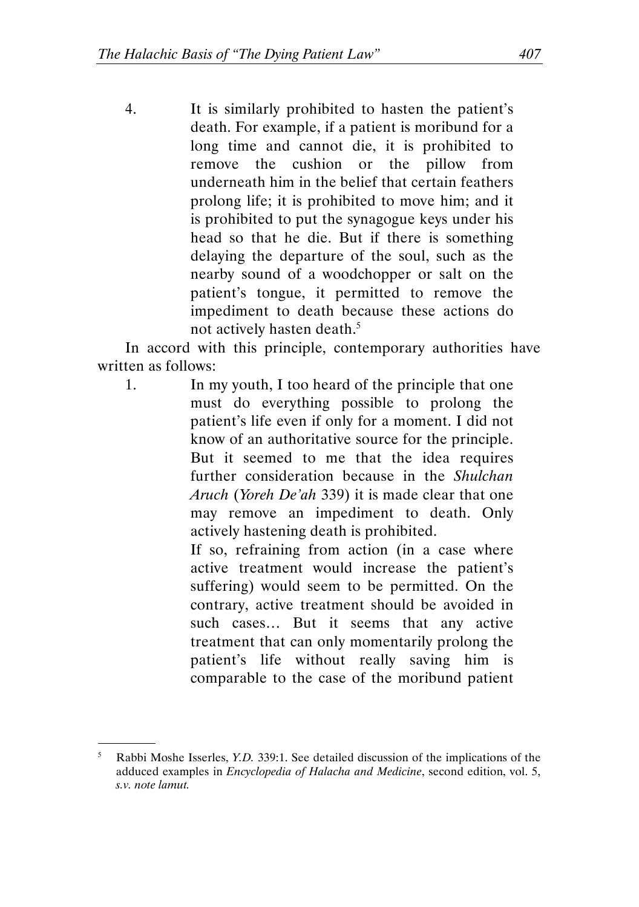4. It is similarly prohibited to hasten the patient's death. For example, if a patient is moribund for a long time and cannot die, it is prohibited to remove the cushion or the pillow from underneath him in the belief that certain feathers prolong life; it is prohibited to move him; and it is prohibited to put the synagogue keys under his head so that he die. But if there is something delaying the departure of the soul, such as the nearby sound of a woodchopper or salt on the patient's tongue, it permitted to remove the impediment to death because these actions do not actively hasten death.[5]

In accord with this principle, contemporary authorities have written as follows:

1. In my youth, I too heard of the principle that one must do everything possible to prolong the patient's life even if only for a moment. I did not know of an authoritative source for the principle. But it seemed to me that the idea requires further consideration because in the *Shulchan Aruch* (*Yoreh De'ah* 339) it is made clear that one may remove an impediment to death. Only actively hastening death is prohibited.

   If so, refraining from action (in a case where active treatment would increase the patient's suffering) would seem to be permitted. On the contrary, active treatment should be avoided in such cases… But it seems that any active treatment that can only momentarily prolong the patient's life without really saving him is comparable to the case of the moribund patient

---

[5] Rabbi Moshe Isserles, *Y.D.* 339:1. See detailed discussion of the implications of the adduced examples in *Encyclopedia of Halacha and Medicine*, second edition, vol. 5, *s.v. note lamut.*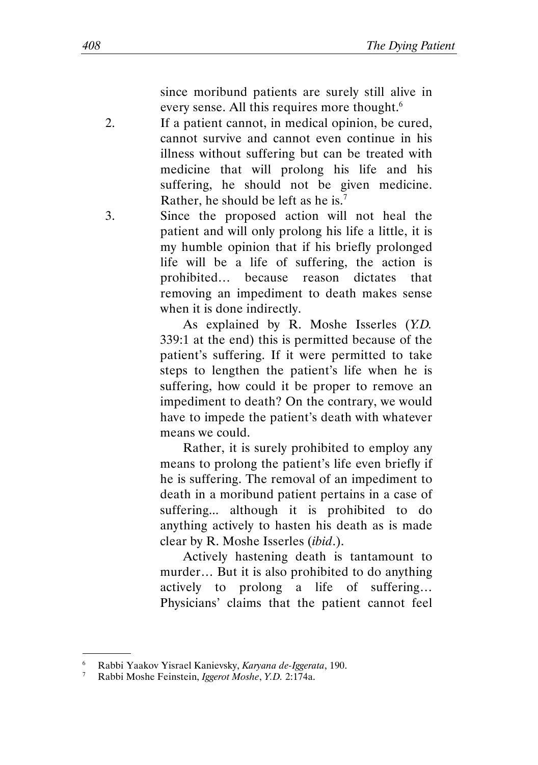since moribund patients are surely still alive in every sense. All this requires more thought.[6]

2. If a patient cannot, in medical opinion, be cured, cannot survive and cannot even continue in his illness without suffering but can be treated with medicine that will prolong his life and his suffering, he should not be given medicine. Rather, he should be left as he is.[7]

3. Since the proposed action will not heal the patient and will only prolong his life a little, it is my humble opinion that if his briefly prolonged life will be a life of suffering, the action is prohibited… because reason dictates that removing an impediment to death makes sense when it is done indirectly.

   As explained by R. Moshe Isserles (*Y.D.* 339:1 at the end) this is permitted because of the patient's suffering. If it were permitted to take steps to lengthen the patient's life when he is suffering, how could it be proper to remove an impediment to death? On the contrary, we would have to impede the patient's death with whatever means we could.

   Rather, it is surely prohibited to employ any means to prolong the patient's life even briefly if he is suffering. The removal of an impediment to death in a moribund patient pertains in a case of suffering... although it is prohibited to do anything actively to hasten his death as is made clear by R. Moshe Isserles (*ibid*.).

   Actively hastening death is tantamount to murder… But it is also prohibited to do anything actively to prolong a life of suffering… Physicians' claims that the patient cannot feel

---

[6] Rabbi Yaakov Yisrael Kanievsky, *Karyana de-Iggerata*, 190.

[7] Rabbi Moshe Feinstein, *Iggerot Moshe*, *Y.D.* 2:174a.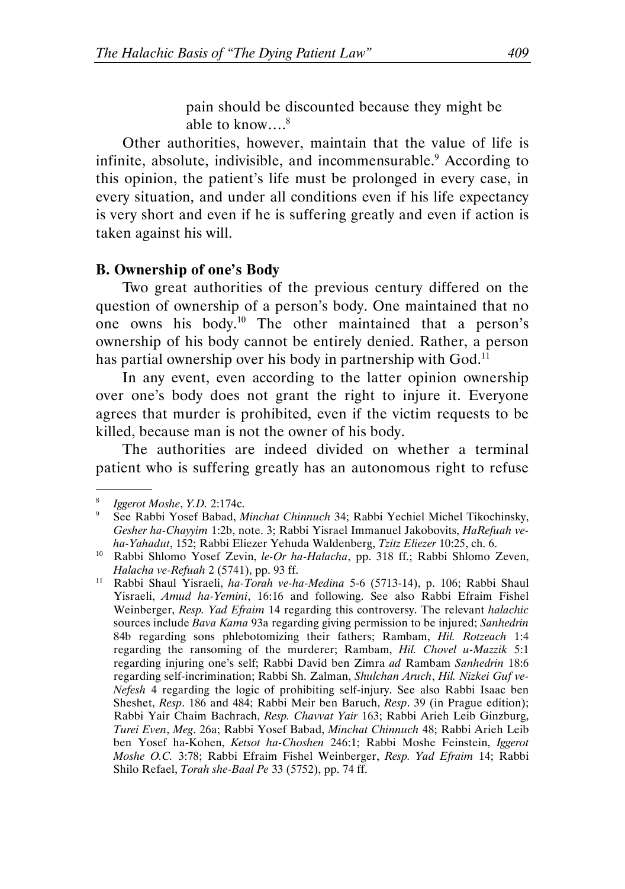> pain should be discounted because they might be able to know….[8]

Other authorities, however, maintain that the value of life is infinite, absolute, indivisible, and incommensurable.[9] According to this opinion, the patient's life must be prolonged in every case, in every situation, and under all conditions even if his life expectancy is very short and even if he is suffering greatly and even if action is taken against his will.

**B. Ownership of one's Body**

Two great authorities of the previous century differed on the question of ownership of a person's body. One maintained that no one owns his body.[10] The other maintained that a person's ownership of his body cannot be entirely denied. Rather, a person has partial ownership over his body in partnership with God.[11]

In any event, even according to the latter opinion ownership over one's body does not grant the right to injure it. Everyone agrees that murder is prohibited, even if the victim requests to be killed, because man is not the owner of his body.

The authorities are indeed divided on whether a terminal patient who is suffering greatly has an autonomous right to refuse

---

[8] *Iggerot Moshe*, *Y.D.* 2:174c.

[9] See Rabbi Yosef Babad, *Minchat Chinnuch* 34; Rabbi Yechiel Michel Tikochinsky, *Gesher ha-Chayyim* 1:2b, note. 3; Rabbi Yisrael Immanuel Jakobovits, *HaRefuah ve-ha-Yahadut*, 152; Rabbi Eliezer Yehuda Waldenberg, *Tzitz Eliezer* 10:25, ch. 6.

[10] Rabbi Shlomo Yosef Zevin, *le-Or ha-Halacha*, pp. 318 ff.; Rabbi Shlomo Zeven, *Halacha ve-Refuah* 2 (5741), pp. 93 ff.

[11] Rabbi Shaul Yisraeli, *ha-Torah ve-ha-Medina* 5-6 (5713-14), p. 106; Rabbi Shaul Yisraeli, *Amud ha-Yemini*, 16:16 and following. See also Rabbi Efraim Fishel Weinberger, *Resp. Yad Efraim* 14 regarding this controversy. The relevant *halachic* sources include *Bava Kama* 93a regarding giving permission to be injured; *Sanhedrin* 84b regarding sons phlebotomizing their fathers; Rambam, *Hil. Rotzeach* 1:4 regarding the ransoming of the murderer; Rambam, *Hil. Chovel u-Mazzik* 5:1 regarding injuring one's self; Rabbi David ben Zimra *ad* Rambam *Sanhedrin* 18:6 regarding self-incrimination; Rabbi Sh. Zalman, *Shulchan Aruch*, *Hil. Nizkei Guf ve-Nefesh* 4 regarding the logic of prohibiting self-injury. See also Rabbi Isaac ben Sheshet, *Resp*. 186 and 484; Rabbi Meir ben Baruch, *Resp*. 39 (in Prague edition); Rabbi Yair Chaim Bachrach, *Resp. Chavvat Yair* 163; Rabbi Arieh Leib Ginzburg, *Turei Even*, *Meg*. 26a; Rabbi Yosef Babad, *Minchat Chinnuch* 48; Rabbi Arieh Leib ben Yosef ha-Kohen, *Ketsot ha-Choshen* 246:1; Rabbi Moshe Feinstein, *Iggerot Moshe O.C.* 3:78; Rabbi Efraim Fishel Weinberger, *Resp. Yad Efraim* 14; Rabbi Shilo Refael, *Torah she-Baal Pe* 33 (5752), pp. 74 ff.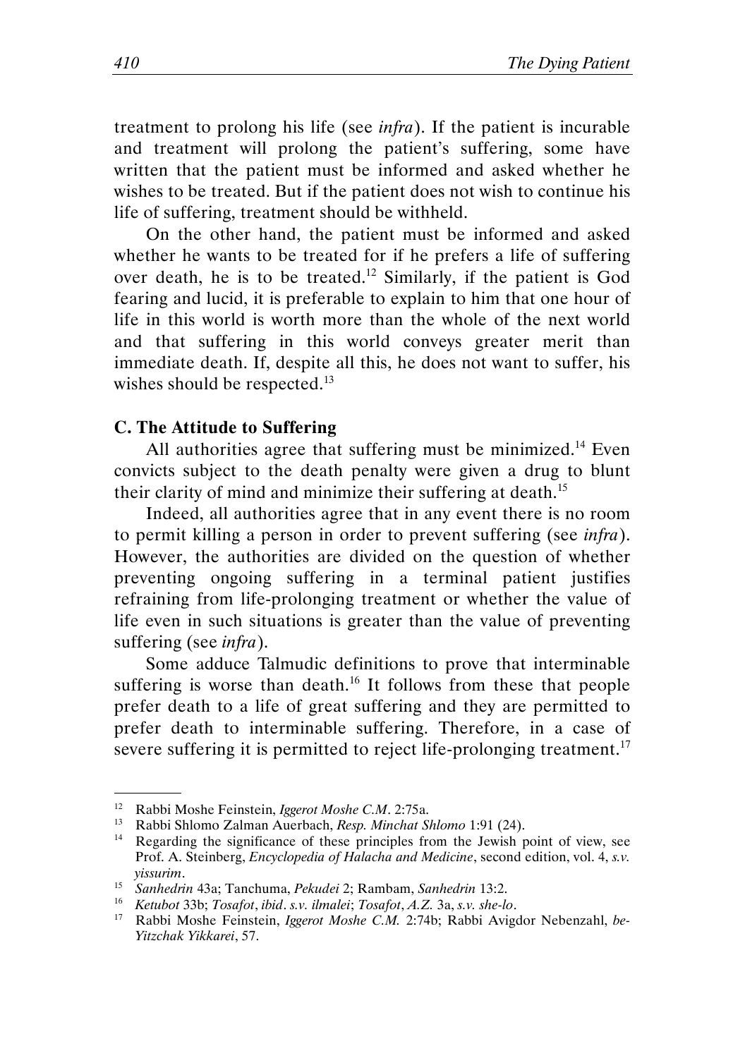treatment to prolong his life (see *infra*). If the patient is incurable and treatment will prolong the patient's suffering, some have written that the patient must be informed and asked whether he wishes to be treated. But if the patient does not wish to continue his life of suffering, treatment should be withheld.

On the other hand, the patient must be informed and asked whether he wants to be treated for if he prefers a life of suffering over death, he is to be treated.[12] Similarly, if the patient is God fearing and lucid, it is preferable to explain to him that one hour of life in this world is worth more than the whole of the next world and that suffering in this world conveys greater merit than immediate death. If, despite all this, he does not want to suffer, his wishes should be respected.[13]

### C. The Attitude to Suffering

All authorities agree that suffering must be minimized.[14] Even convicts subject to the death penalty were given a drug to blunt their clarity of mind and minimize their suffering at death.[15]

Indeed, all authorities agree that in any event there is no room to permit killing a person in order to prevent suffering (see *infra*). However, the authorities are divided on the question of whether preventing ongoing suffering in a terminal patient justifies refraining from life-prolonging treatment or whether the value of life even in such situations is greater than the value of preventing suffering (see *infra*).

Some adduce Talmudic definitions to prove that interminable suffering is worse than death.[16] It follows from these that people prefer death to a life of great suffering and they are permitted to prefer death to interminable suffering. Therefore, in a case of severe suffering it is permitted to reject life-prolonging treatment.[17]

---

[12] Rabbi Moshe Feinstein, *Iggerot Moshe C.M*. 2:75a.

[13] Rabbi Shlomo Zalman Auerbach, *Resp. Minchat Shlomo* 1:91 (24).

[14] Regarding the significance of these principles from the Jewish point of view, see Prof. A. Steinberg, *Encyclopedia of Halacha and Medicine*, second edition, vol. 4, *s.v. yissurim*.

[15] *Sanhedrin* 43a; Tanchuma, *Pekudei* 2; Rambam, *Sanhedrin* 13:2.

[16] *Ketubot* 33b; *Tosafot*, *ibid*. *s.v. ilmalei*; *Tosafot*, *A.Z.* 3a, *s.v. she-lo*.

[17] Rabbi Moshe Feinstein, *Iggerot Moshe C.M.* 2:74b; Rabbi Avigdor Nebenzahl, *be-Yitzchak Yikkarei*, 57.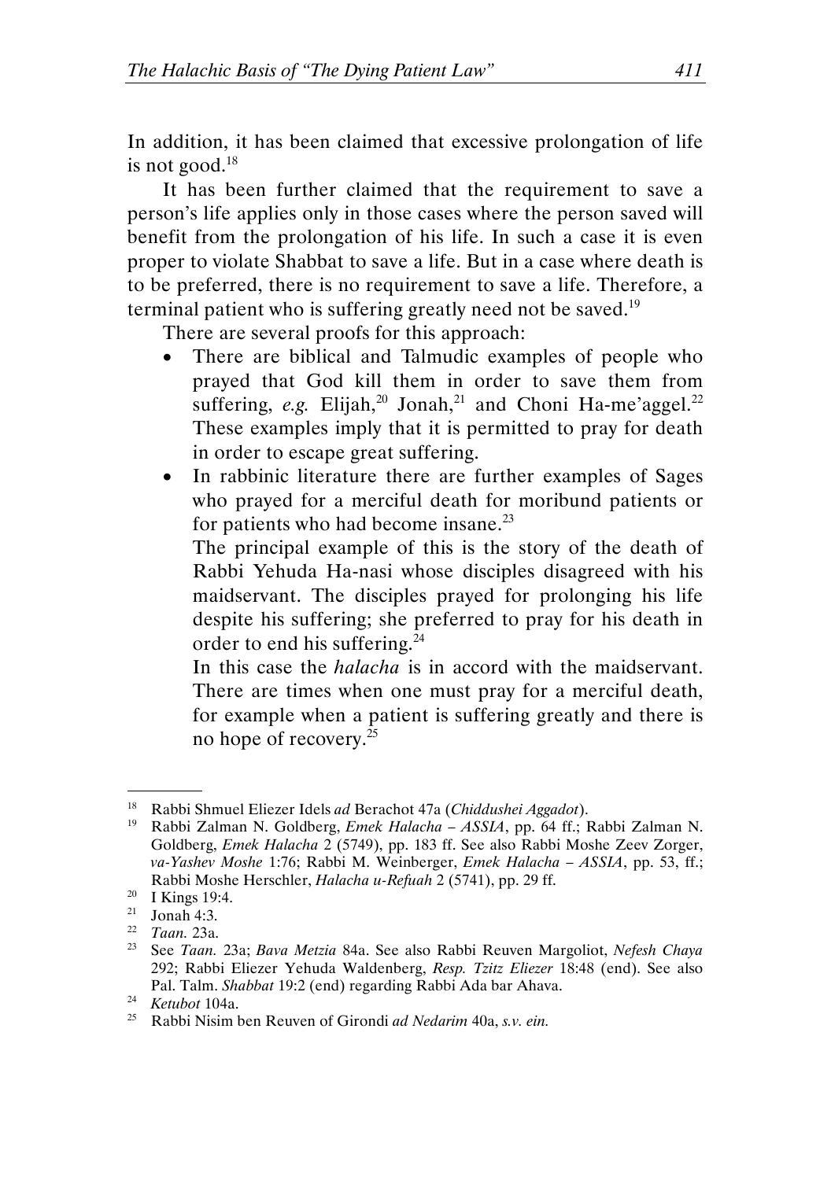In addition, it has been claimed that excessive prolongation of life is not good.[18]

It has been further claimed that the requirement to save a person's life applies only in those cases where the person saved will benefit from the prolongation of his life. In such a case it is even proper to violate Shabbat to save a life. But in a case where death is to be preferred, there is no requirement to save a life. Therefore, a terminal patient who is suffering greatly need not be saved.[19]

There are several proofs for this approach:

- There are biblical and Talmudic examples of people who prayed that God kill them in order to save them from suffering, *e.g.* Elijah,[20] Jonah,[21] and Choni Ha-me'aggel.[22] These examples imply that it is permitted to pray for death in order to escape great suffering.
- In rabbinic literature there are further examples of Sages who prayed for a merciful death for moribund patients or for patients who had become insane.[23]

  The principal example of this is the story of the death of Rabbi Yehuda Ha-nasi whose disciples disagreed with his maidservant. The disciples prayed for prolonging his life despite his suffering; she preferred to pray for his death in order to end his suffering.[24]

  In this case the *halacha* is in accord with the maidservant. There are times when one must pray for a merciful death, for example when a patient is suffering greatly and there is no hope of recovery.[25]

---

[18] Rabbi Shmuel Eliezer Idels *ad* Berachot 47a (*Chiddushei Aggadot*).

[19] Rabbi Zalman N. Goldberg, *Emek Halacha – ASSIA*, pp. 64 ff.; Rabbi Zalman N. Goldberg, *Emek Halacha* 2 (5749), pp. 183 ff. See also Rabbi Moshe Zeev Zorger, *va-Yashev Moshe* 1:76; Rabbi M. Weinberger, *Emek Halacha – ASSIA*, pp. 53, ff.; Rabbi Moshe Herschler, *Halacha u-Refuah* 2 (5741), pp. 29 ff.

[20] I Kings 19:4.

[21] Jonah 4:3.

[22] *Taan.* 23a.

[23] See *Taan.* 23a; *Bava Metzia* 84a. See also Rabbi Reuven Margoliot, *Nefesh Chaya* 292; Rabbi Eliezer Yehuda Waldenberg, *Resp. Tzitz Eliezer* 18:48 (end). See also Pal. Talm. *Shabbat* 19:2 (end) regarding Rabbi Ada bar Ahava.

[24] *Ketubot* 104a.

[25] Rabbi Nisim ben Reuven of Girondi *ad Nedarim* 40a, *s.v. ein.*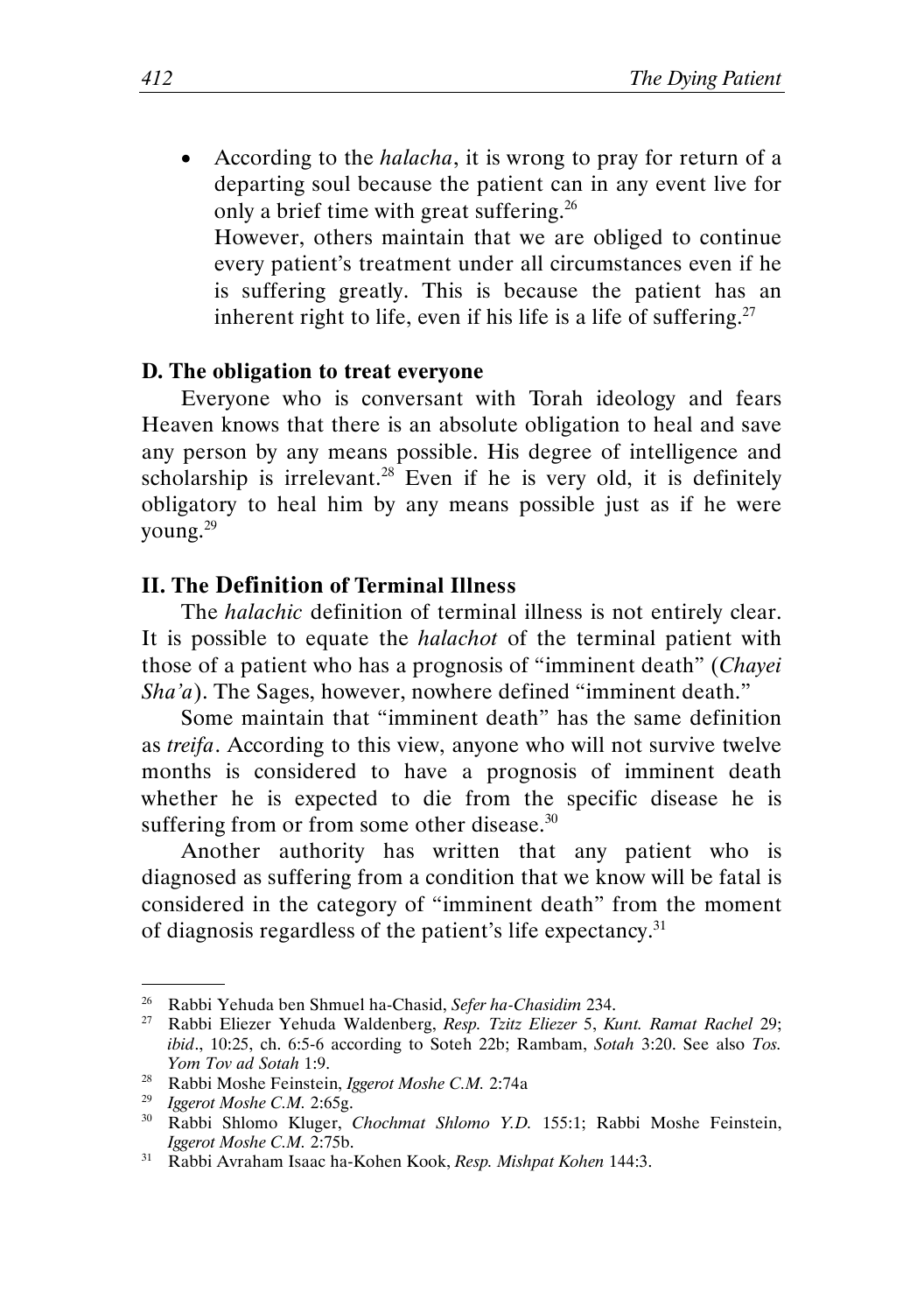- According to the *halacha*, it is wrong to pray for return of a departing soul because the patient can in any event live for only a brief time with great suffering.[26]

  However, others maintain that we are obliged to continue every patient's treatment under all circumstances even if he is suffering greatly. This is because the patient has an inherent right to life, even if his life is a life of suffering.[27]

### D. The obligation to treat everyone

Everyone who is conversant with Torah ideology and fears Heaven knows that there is an absolute obligation to heal and save any person by any means possible. His degree of intelligence and scholarship is irrelevant.[28] Even if he is very old, it is definitely obligatory to heal him by any means possible just as if he were young.[29]

## II. The Definition of Terminal Illness

The *halachic* definition of terminal illness is not entirely clear. It is possible to equate the *halachot* of the terminal patient with those of a patient who has a prognosis of "imminent death" (*Chayei Sha'a*). The Sages, however, nowhere defined "imminent death."

Some maintain that "imminent death" has the same definition as *treifa*. According to this view, anyone who will not survive twelve months is considered to have a prognosis of imminent death whether he is expected to die from the specific disease he is suffering from or from some other disease.[30]

Another authority has written that any patient who is diagnosed as suffering from a condition that we know will be fatal is considered in the category of "imminent death" from the moment of diagnosis regardless of the patient's life expectancy.[31]

---

[26] Rabbi Yehuda ben Shmuel ha-Chasid, *Sefer ha-Chasidim* 234.

[27] Rabbi Eliezer Yehuda Waldenberg, *Resp. Tzitz Eliezer* 5, *Kunt. Ramat Rachel* 29; *ibid*., 10:25, ch. 6:5-6 according to Soteh 22b; Rambam, *Sotah* 3:20. See also *Tos. Yom Tov ad Sotah* 1:9.

[28] Rabbi Moshe Feinstein, *Iggerot Moshe C.M.* 2:74a

[29] *Iggerot Moshe C.M.* 2:65g.

[30] Rabbi Shlomo Kluger, *Chochmat Shlomo Y.D.* 155:1; Rabbi Moshe Feinstein, *Iggerot Moshe C.M.* 2:75b.

[31] Rabbi Avraham Isaac ha-Kohen Kook, *Resp. Mishpat Kohen* 144:3.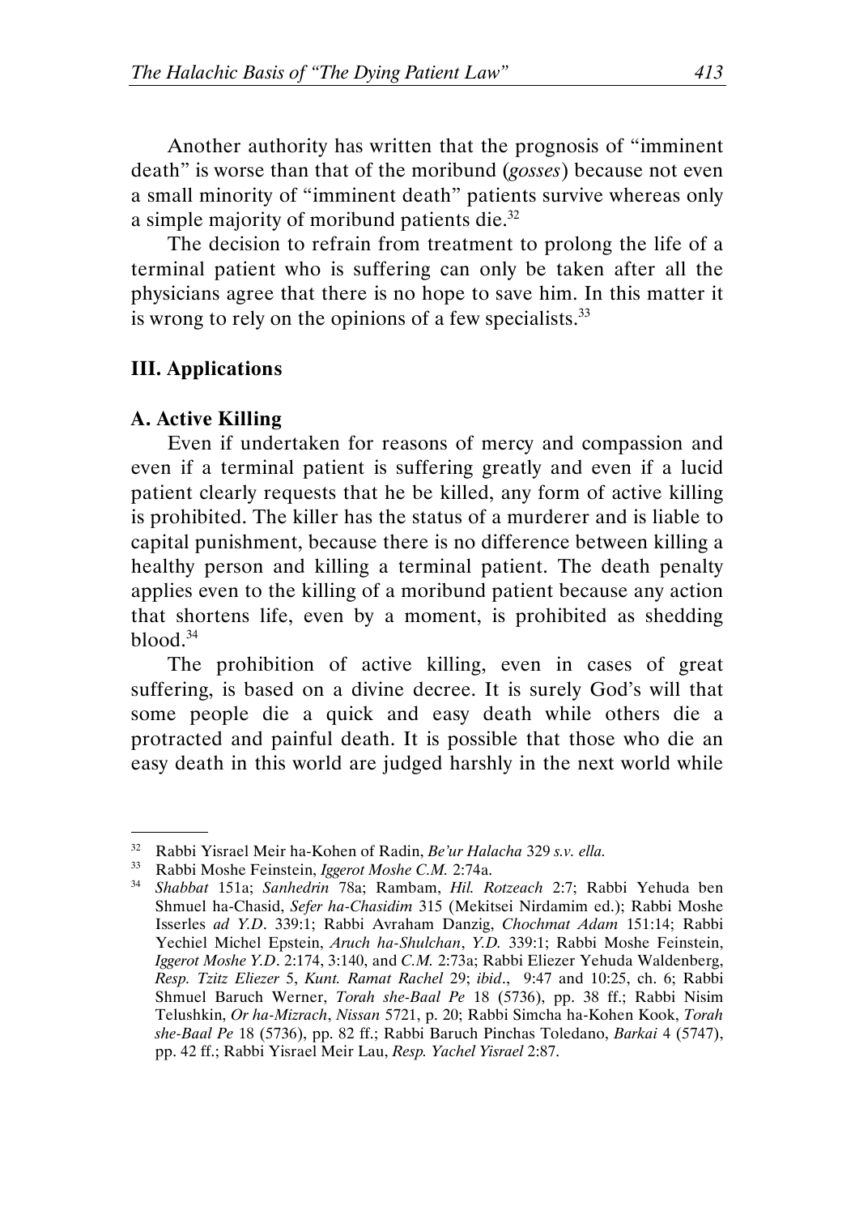Another authority has written that the prognosis of "imminent death" is worse than that of the moribund (*gosses*) because not even a small minority of "imminent death" patients survive whereas only a simple majority of moribund patients die.[32]

The decision to refrain from treatment to prolong the life of a terminal patient who is suffering can only be taken after all the physicians agree that there is no hope to save him. In this matter it is wrong to rely on the opinions of a few specialists.[33]

## III. Applications

### A. Active Killing

Even if undertaken for reasons of mercy and compassion and even if a terminal patient is suffering greatly and even if a lucid patient clearly requests that he be killed, any form of active killing is prohibited. The killer has the status of a murderer and is liable to capital punishment, because there is no difference between killing a healthy person and killing a terminal patient. The death penalty applies even to the killing of a moribund patient because any action that shortens life, even by a moment, is prohibited as shedding blood.[34]

The prohibition of active killing, even in cases of great suffering, is based on a divine decree. It is surely God's will that some people die a quick and easy death while others die a protracted and painful death. It is possible that those who die an easy death in this world are judged harshly in the next world while

---

[32] Rabbi Yisrael Meir ha-Kohen of Radin, *Be'ur Halacha* 329 *s.v. ella*.

[33] Rabbi Moshe Feinstein, *Iggerot Moshe C.M.* 2:74a.

[34] *Shabbat* 151a; *Sanhedrin* 78a; Rambam, *Hil. Rotzeach* 2:7; Rabbi Yehuda ben Shmuel ha-Chasid, *Sefer ha-Chasidim* 315 (Mekitsei Nirdamim ed.); Rabbi Moshe Isserles *ad Y.D.* 339:1; Rabbi Avraham Danzig, *Chochmat Adam* 151:14; Rabbi Yechiel Michel Epstein, *Aruch ha-Shulchan*, *Y.D.* 339:1; Rabbi Moshe Feinstein, *Iggerot Moshe Y.D.* 2:174, 3:140, and *C.M.* 2:73a; Rabbi Eliezer Yehuda Waldenberg, *Resp. Tzitz Eliezer* 5, *Kunt. Ramat Rachel* 29; *ibid*., 9:47 and 10:25, ch. 6; Rabbi Shmuel Baruch Werner, *Torah she-Baal Pe* 18 (5736), pp. 38 ff.; Rabbi Nisim Telushkin, *Or ha-Mizrach*, *Nissan* 5721, p. 20; Rabbi Simcha ha-Kohen Kook, *Torah she-Baal Pe* 18 (5736), pp. 82 ff.; Rabbi Baruch Pinchas Toledano, *Barkai* 4 (5747), pp. 42 ff.; Rabbi Yisrael Meir Lau, *Resp. Yachel Yisrael* 2:87.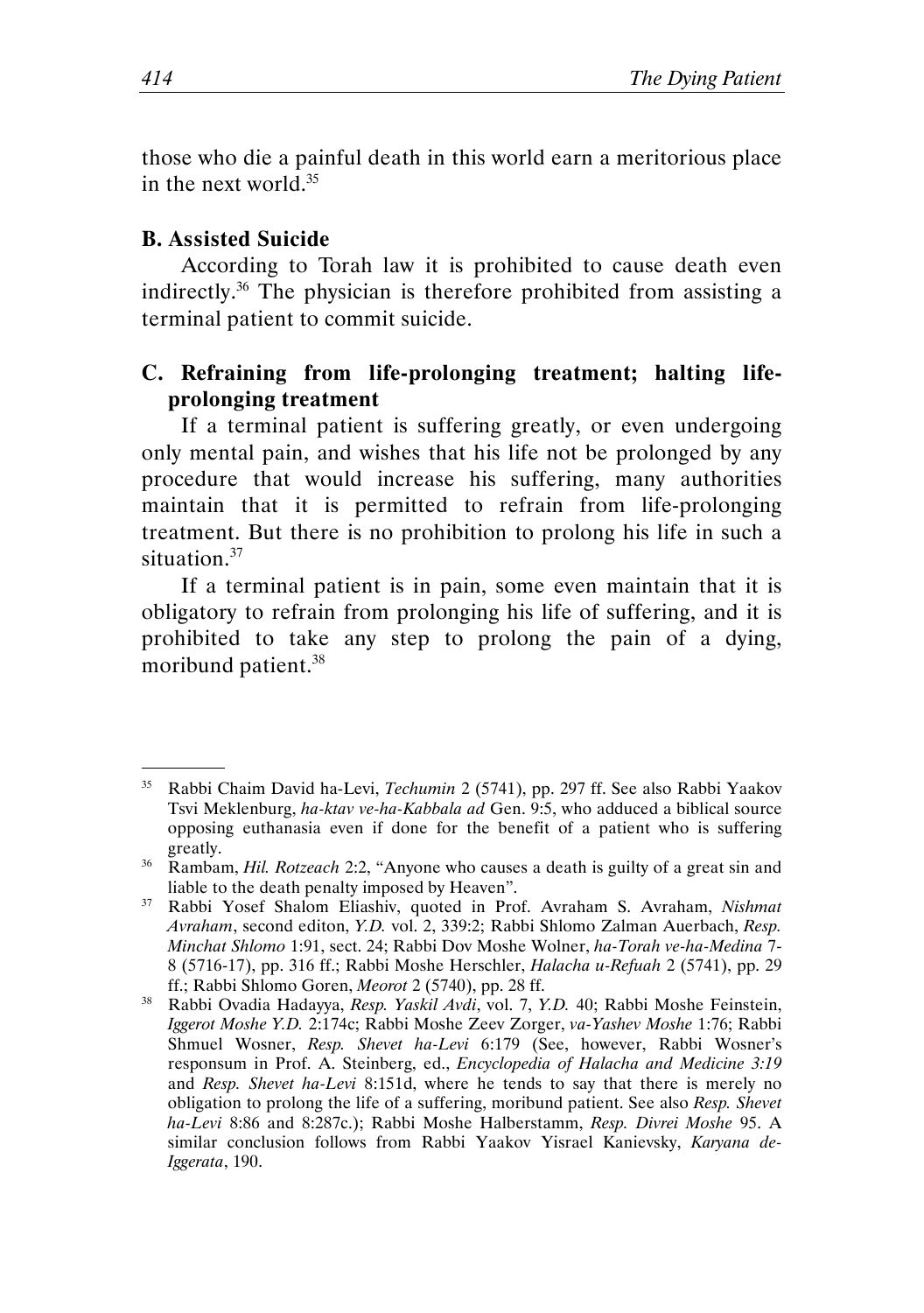those who die a painful death in this world earn a meritorious place in the next world.[35]

### B. Assisted Suicide

According to Torah law it is prohibited to cause death even indirectly.[36] The physician is therefore prohibited from assisting a terminal patient to commit suicide.

### C. Refraining from life-prolonging treatment; halting life-prolonging treatment

If a terminal patient is suffering greatly, or even undergoing only mental pain, and wishes that his life not be prolonged by any procedure that would increase his suffering, many authorities maintain that it is permitted to refrain from life-prolonging treatment. But there is no prohibition to prolong his life in such a situation.[37]

If a terminal patient is in pain, some even maintain that it is obligatory to refrain from prolonging his life of suffering, and it is prohibited to take any step to prolong the pain of a dying, moribund patient.[38]

---

[35] Rabbi Chaim David ha-Levi, *Techumin* 2 (5741), pp. 297 ff. See also Rabbi Yaakov Tsvi Meklenburg, *ha-ktav ve-ha-Kabbala ad* Gen. 9:5, who adduced a biblical source opposing euthanasia even if done for the benefit of a patient who is suffering greatly.

[36] Rambam, *Hil. Rotzeach* 2:2, "Anyone who causes a death is guilty of a great sin and liable to the death penalty imposed by Heaven".

[37] Rabbi Yosef Shalom Eliashiv, quoted in Prof. Avraham S. Avraham, *Nishmat Avraham*, second editon, *Y.D.* vol. 2, 339:2; Rabbi Shlomo Zalman Auerbach, *Resp. Minchat Shlomo* 1:91, sect. 24; Rabbi Dov Moshe Wolner, *ha-Torah ve-ha-Medina* 7-8 (5716-17), pp. 316 ff.; Rabbi Moshe Herschler, *Halacha u-Refuah* 2 (5741), pp. 29 ff.; Rabbi Shlomo Goren, *Meorot* 2 (5740), pp. 28 ff.

[38] Rabbi Ovadia Hadayya, *Resp. Yaskil Avdi*, vol. 7, *Y.D.* 40; Rabbi Moshe Feinstein, *Iggerot Moshe Y.D.* 2:174c; Rabbi Moshe Zeev Zorger, *va-Yashev Moshe* 1:76; Rabbi Shmuel Wosner, *Resp. Shevet ha-Levi* 6:179 (See, however, Rabbi Wosner's responsum in Prof. A. Steinberg, ed., *Encyclopedia of Halacha and Medicine 3:19* and *Resp. Shevet ha-Levi* 8:151d, where he tends to say that there is merely no obligation to prolong the life of a suffering, moribund patient. See also *Resp. Shevet ha-Levi* 8:86 and 8:287c.); Rabbi Moshe Halberstamm, *Resp. Divrei Moshe* 95. A similar conclusion follows from Rabbi Yaakov Yisrael Kanievsky, *Karyana de-Iggerata*, 190.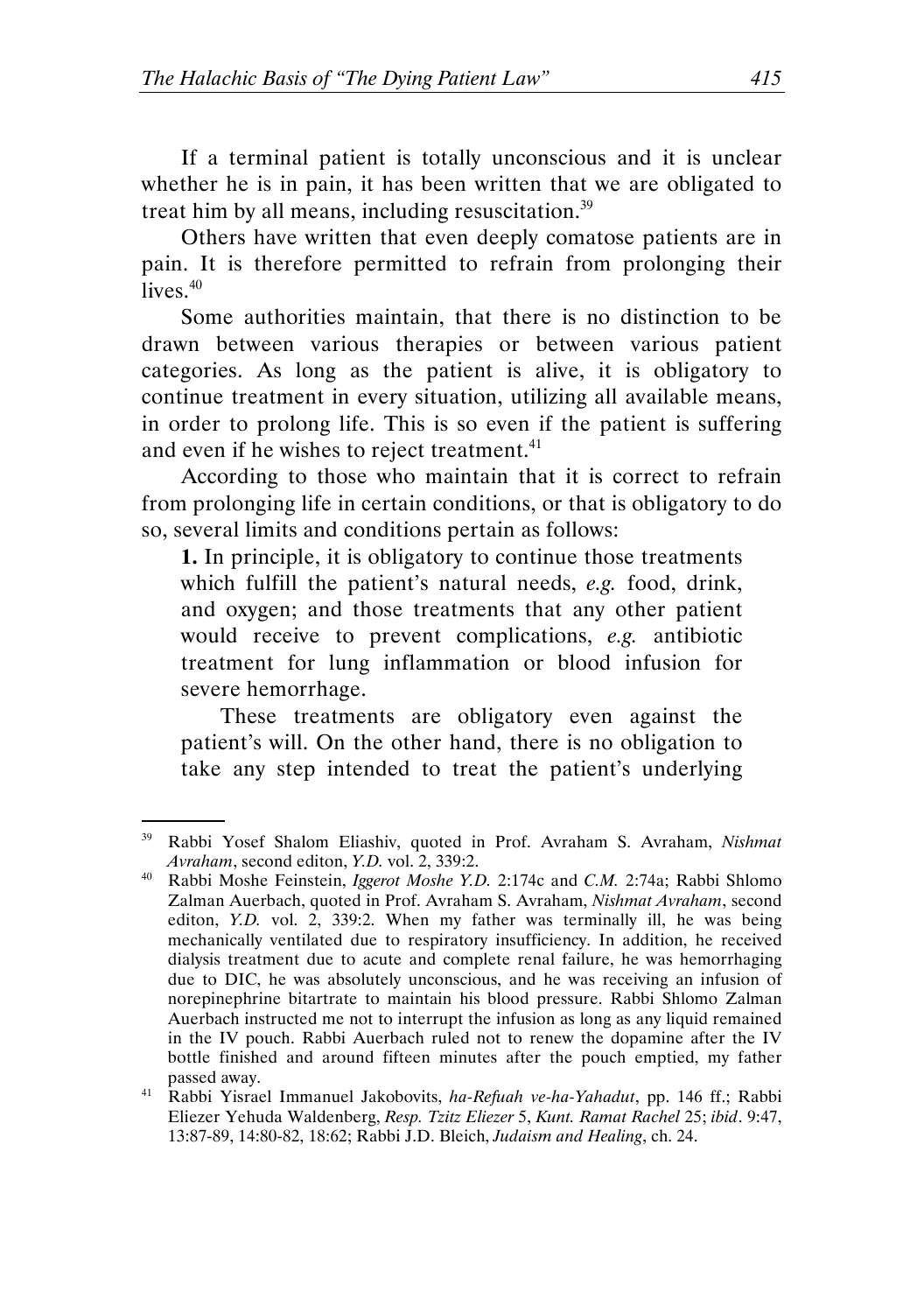If a terminal patient is totally unconscious and it is unclear whether he is in pain, it has been written that we are obligated to treat him by all means, including resuscitation.[39]

Others have written that even deeply comatose patients are in pain. It is therefore permitted to refrain from prolonging their lives.[40]

Some authorities maintain, that there is no distinction to be drawn between various therapies or between various patient categories. As long as the patient is alive, it is obligatory to continue treatment in every situation, utilizing all available means, in order to prolong life. This is so even if the patient is suffering and even if he wishes to reject treatment.[41]

According to those who maintain that it is correct to refrain from prolonging life in certain conditions, or that is obligatory to do so, several limits and conditions pertain as follows:

> **1.** In principle, it is obligatory to continue those treatments which fulfill the patient's natural needs, *e.g.* food, drink, and oxygen; and those treatments that any other patient would receive to prevent complications, *e.g.* antibiotic treatment for lung inflammation or blood infusion for severe hemorrhage.
>
> These treatments are obligatory even against the patient's will. On the other hand, there is no obligation to take any step intended to treat the patient's underlying

---

[39] Rabbi Yosef Shalom Eliashiv, quoted in Prof. Avraham S. Avraham, *Nishmat Avraham*, second editon, *Y.D.* vol. 2, 339:2.

[40] Rabbi Moshe Feinstein, *Iggerot Moshe Y.D.* 2:174c and *C.M.* 2:74a; Rabbi Shlomo Zalman Auerbach, quoted in Prof. Avraham S. Avraham, *Nishmat Avraham*, second editon, *Y.D.* vol. 2, 339:2. When my father was terminally ill, he was being mechanically ventilated due to respiratory insufficiency. In addition, he received dialysis treatment due to acute and complete renal failure, he was hemorrhaging due to DIC, he was absolutely unconscious, and he was receiving an infusion of norepinephrine bitartrate to maintain his blood pressure. Rabbi Shlomo Zalman Auerbach instructed me not to interrupt the infusion as long as any liquid remained in the IV pouch. Rabbi Auerbach ruled not to renew the dopamine after the IV bottle finished and around fifteen minutes after the pouch emptied, my father passed away.

[41] Rabbi Yisrael Immanuel Jakobovits, *ha-Refuah ve-ha-Yahadut*, pp. 146 ff.; Rabbi Eliezer Yehuda Waldenberg, *Resp. Tzitz Eliezer* 5, *Kunt. Ramat Rachel* 25; *ibid*. 9:47, 13:87-89, 14:80-82, 18:62; Rabbi J.D. Bleich, *Judaism and Healing*, ch. 24.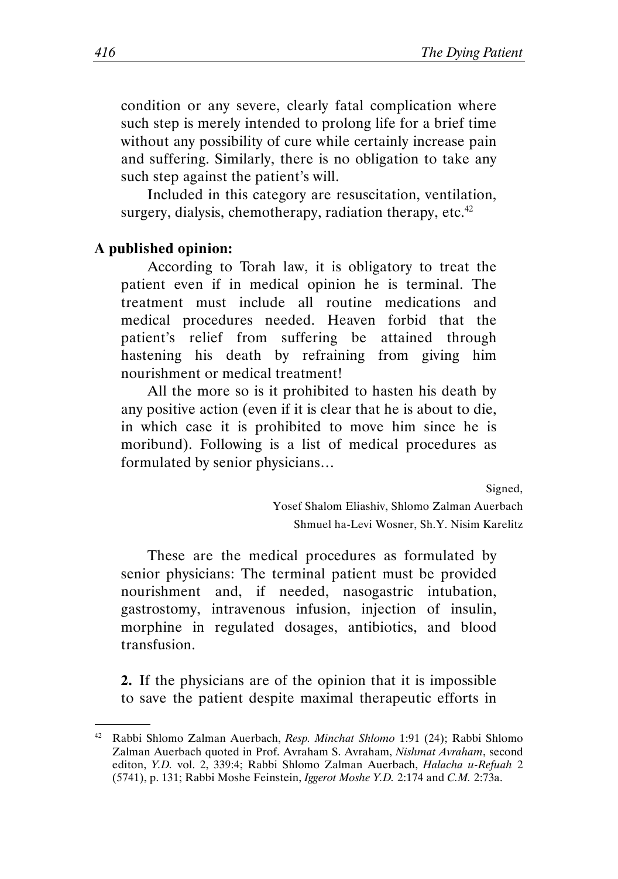condition or any severe, clearly fatal complication where such step is merely intended to prolong life for a brief time without any possibility of cure while certainly increase pain and suffering. Similarly, there is no obligation to take any such step against the patient's will.

Included in this category are resuscitation, ventilation, surgery, dialysis, chemotherapy, radiation therapy, etc.[42]

**A published opinion:**

According to Torah law, it is obligatory to treat the patient even if in medical opinion he is terminal. The treatment must include all routine medications and medical procedures needed. Heaven forbid that the patient's relief from suffering be attained through hastening his death by refraining from giving him nourishment or medical treatment!

All the more so is it prohibited to hasten his death by any positive action (even if it is clear that he is about to die, in which case it is prohibited to move him since he is moribund). Following is a list of medical procedures as formulated by senior physicians…

Signed,
Yosef Shalom Eliashiv, Shlomo Zalman Auerbach
Shmuel ha-Levi Wosner, Sh.Y. Nisim Karelitz

These are the medical procedures as formulated by senior physicians: The terminal patient must be provided nourishment and, if needed, nasogastric intubation, gastrostomy, intravenous infusion, injection of insulin, morphine in regulated dosages, antibiotics, and blood transfusion.

**2.** If the physicians are of the opinion that it is impossible to save the patient despite maximal therapeutic efforts in

---

[42] Rabbi Shlomo Zalman Auerbach, *Resp. Minchat Shlomo* 1:91 (24); Rabbi Shlomo Zalman Auerbach quoted in Prof. Avraham S. Avraham, *Nishmat Avraham*, second editon, *Y.D.* vol. 2, 339:4; Rabbi Shlomo Zalman Auerbach, *Halacha u-Refuah* 2 (5741), p. 131; Rabbi Moshe Feinstein, *Iggerot Moshe Y.D.* 2:174 and *C.M.* 2:73a.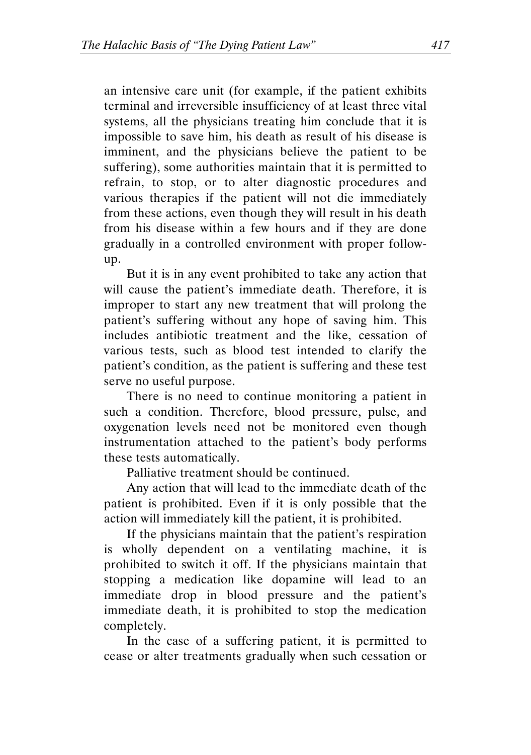an intensive care unit (for example, if the patient exhibits terminal and irreversible insufficiency of at least three vital systems, all the physicians treating him conclude that it is impossible to save him, his death as result of his disease is imminent, and the physicians believe the patient to be suffering), some authorities maintain that it is permitted to refrain, to stop, or to alter diagnostic procedures and various therapies if the patient will not die immediately from these actions, even though they will result in his death from his disease within a few hours and if they are done gradually in a controlled environment with proper follow-up.

But it is in any event prohibited to take any action that will cause the patient's immediate death. Therefore, it is improper to start any new treatment that will prolong the patient's suffering without any hope of saving him. This includes antibiotic treatment and the like, cessation of various tests, such as blood test intended to clarify the patient's condition, as the patient is suffering and these test serve no useful purpose.

There is no need to continue monitoring a patient in such a condition. Therefore, blood pressure, pulse, and oxygenation levels need not be monitored even though instrumentation attached to the patient's body performs these tests automatically.

Palliative treatment should be continued.

Any action that will lead to the immediate death of the patient is prohibited. Even if it is only possible that the action will immediately kill the patient, it is prohibited.

If the physicians maintain that the patient's respiration is wholly dependent on a ventilating machine, it is prohibited to switch it off. If the physicians maintain that stopping a medication like dopamine will lead to an immediate drop in blood pressure and the patient's immediate death, it is prohibited to stop the medication completely.

In the case of a suffering patient, it is permitted to cease or alter treatments gradually when such cessation or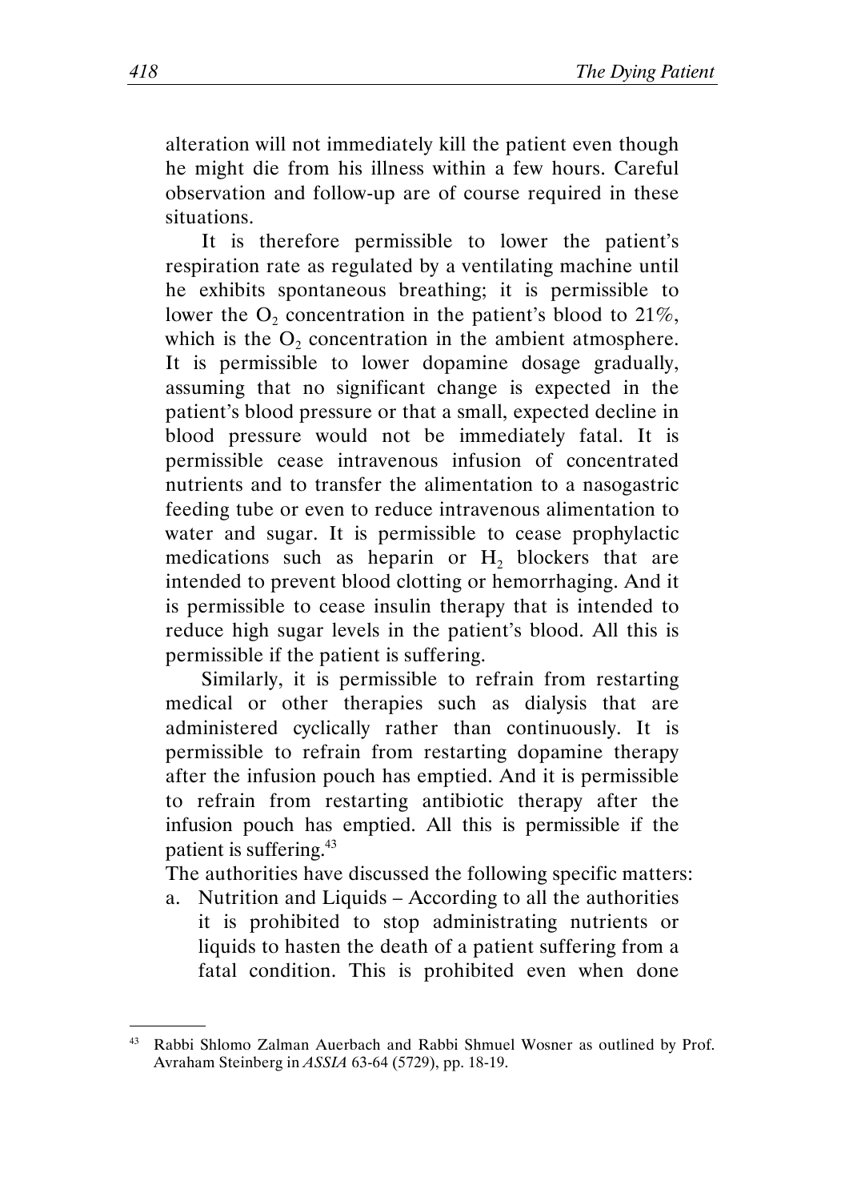alteration will not immediately kill the patient even though he might die from his illness within a few hours. Careful observation and follow-up are of course required in these situations.

It is therefore permissible to lower the patient's respiration rate as regulated by a ventilating machine until he exhibits spontaneous breathing; it is permissible to lower the $O_2$ concentration in the patient's blood to 21%, which is the $O_2$ concentration in the ambient atmosphere. It is permissible to lower dopamine dosage gradually, assuming that no significant change is expected in the patient's blood pressure or that a small, expected decline in blood pressure would not be immediately fatal. It is permissible cease intravenous infusion of concentrated nutrients and to transfer the alimentation to a nasogastric feeding tube or even to reduce intravenous alimentation to water and sugar. It is permissible to cease prophylactic medications such as heparin or $H_2$ blockers that are intended to prevent blood clotting or hemorrhaging. And it is permissible to cease insulin therapy that is intended to reduce high sugar levels in the patient's blood. All this is permissible if the patient is suffering.

Similarly, it is permissible to refrain from restarting medical or other therapies such as dialysis that are administered cyclically rather than continuously. It is permissible to refrain from restarting dopamine therapy after the infusion pouch has emptied. And it is permissible to refrain from restarting antibiotic therapy after the infusion pouch has emptied. All this is permissible if the patient is suffering.[43]

The authorities have discussed the following specific matters:

a. Nutrition and Liquids – According to all the authorities it is prohibited to stop administrating nutrients or liquids to hasten the death of a patient suffering from a fatal condition. This is prohibited even when done

---

[43] Rabbi Shlomo Zalman Auerbach and Rabbi Shmuel Wosner as outlined by Prof. Avraham Steinberg in *ASSIA* 63-64 (5729), pp. 18-19.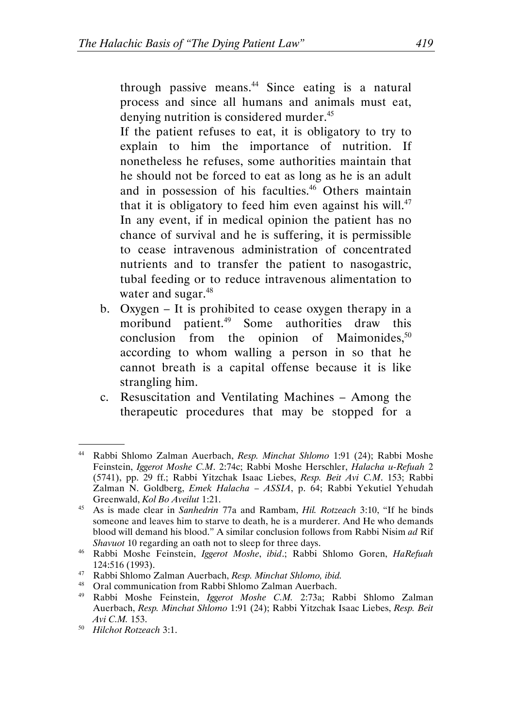through passive means.[44] Since eating is a natural process and since all humans and animals must eat, denying nutrition is considered murder.[45]

If the patient refuses to eat, it is obligatory to try to explain to him the importance of nutrition. If nonetheless he refuses, some authorities maintain that he should not be forced to eat as long as he is an adult and in possession of his faculties.[46] Others maintain that it is obligatory to feed him even against his will.[47] In any event, if in medical opinion the patient has no chance of survival and he is suffering, it is permissible to cease intravenous administration of concentrated nutrients and to transfer the patient to nasogastric, tubal feeding or to reduce intravenous alimentation to water and sugar.[48]

b. Oxygen – It is prohibited to cease oxygen therapy in a moribund patient.[49] Some authorities draw this conclusion from the opinion of Maimonides,[50] according to whom walling a person in so that he cannot breath is a capital offense because it is like strangling him.

c. Resuscitation and Ventilating Machines – Among the therapeutic procedures that may be stopped for a

---

[44] Rabbi Shlomo Zalman Auerbach, *Resp. Minchat Shlomo* 1:91 (24); Rabbi Moshe Feinstein, *Iggerot Moshe C.M*. 2:74c; Rabbi Moshe Herschler, *Halacha u-Refuah* 2 (5741), pp. 29 ff.; Rabbi Yitzchak Isaac Liebes, *Resp. Beit Avi C.M*. 153; Rabbi Zalman N. Goldberg, *Emek Halacha – ASSIA*, p. 64; Rabbi Yekutiel Yehudah Greenwald, *Kol Bo Aveilut* 1:21.

[45] As is made clear in *Sanhedrin* 77a and Rambam, *Hil. Rotzeach* 3:10, "If he binds someone and leaves him to starve to death, he is a murderer. And He who demands blood will demand his blood." A similar conclusion follows from Rabbi Nisim *ad* Rif *Shavuot* 10 regarding an oath not to sleep for three days.

[46] Rabbi Moshe Feinstein, *Iggerot Moshe*, *ibid*.; Rabbi Shlomo Goren, *HaRefuah* 124:516 (1993).

[47] Rabbi Shlomo Zalman Auerbach, *Resp. Minchat Shlomo, ibid.*

[48] Oral communication from Rabbi Shlomo Zalman Auerbach.

[49] Rabbi Moshe Feinstein, *Iggerot Moshe C.M.* 2:73a; Rabbi Shlomo Zalman Auerbach, *Resp. Minchat Shlomo* 1:91 (24); Rabbi Yitzchak Isaac Liebes, *Resp. Beit Avi C.M.* 153.

[50] *Hilchot Rotzeach* 3:1.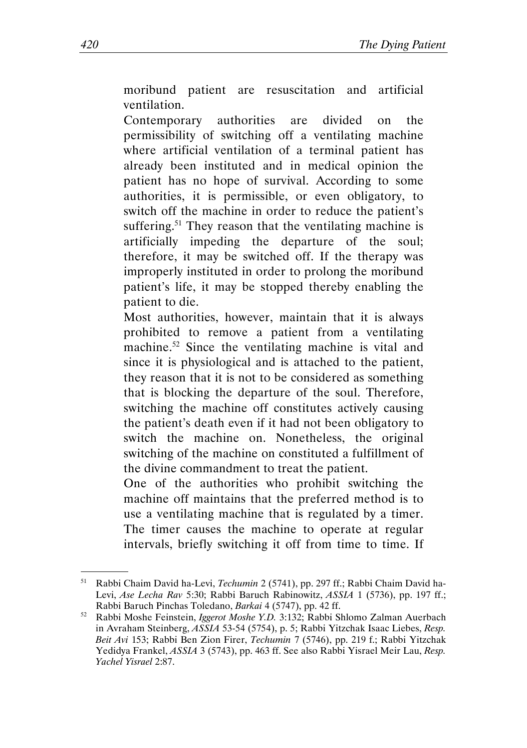moribund patient are resuscitation and artificial ventilation.

Contemporary authorities are divided on the permissibility of switching off a ventilating machine where artificial ventilation of a terminal patient has already been instituted and in medical opinion the patient has no hope of survival. According to some authorities, it is permissible, or even obligatory, to switch off the machine in order to reduce the patient's suffering.[51] They reason that the ventilating machine is artificially impeding the departure of the soul; therefore, it may be switched off. If the therapy was improperly instituted in order to prolong the moribund patient's life, it may be stopped thereby enabling the patient to die.

Most authorities, however, maintain that it is always prohibited to remove a patient from a ventilating machine.[52] Since the ventilating machine is vital and since it is physiological and is attached to the patient, they reason that it is not to be considered as something that is blocking the departure of the soul. Therefore, switching the machine off constitutes actively causing the patient's death even if it had not been obligatory to switch the machine on. Nonetheless, the original switching of the machine on constituted a fulfillment of the divine commandment to treat the patient.

One of the authorities who prohibit switching the machine off maintains that the preferred method is to use a ventilating machine that is regulated by a timer. The timer causes the machine to operate at regular intervals, briefly switching it off from time to time. If

---

[51] Rabbi Chaim David ha-Levi, *Techumin* 2 (5741), pp. 297 ff.; Rabbi Chaim David ha-Levi, *Ase Lecha Rav* 5:30; Rabbi Baruch Rabinowitz, *ASSIA* 1 (5736), pp. 197 ff.; Rabbi Baruch Pinchas Toledano, *Barkai* 4 (5747), pp. 42 ff.

[52] Rabbi Moshe Feinstein, *Iggerot Moshe Y.D.* 3:132; Rabbi Shlomo Zalman Auerbach in Avraham Steinberg, *ASSIA* 53-54 (5754), p. 5; Rabbi Yitzchak Isaac Liebes, *Resp. Beit Avi* 153; Rabbi Ben Zion Firer, *Techumin* 7 (5746), pp. 219 f.; Rabbi Yitzchak Yedidya Frankel, *ASSIA* 3 (5743), pp. 463 ff. See also Rabbi Yisrael Meir Lau, *Resp. Yachel Yisrael* 2:87.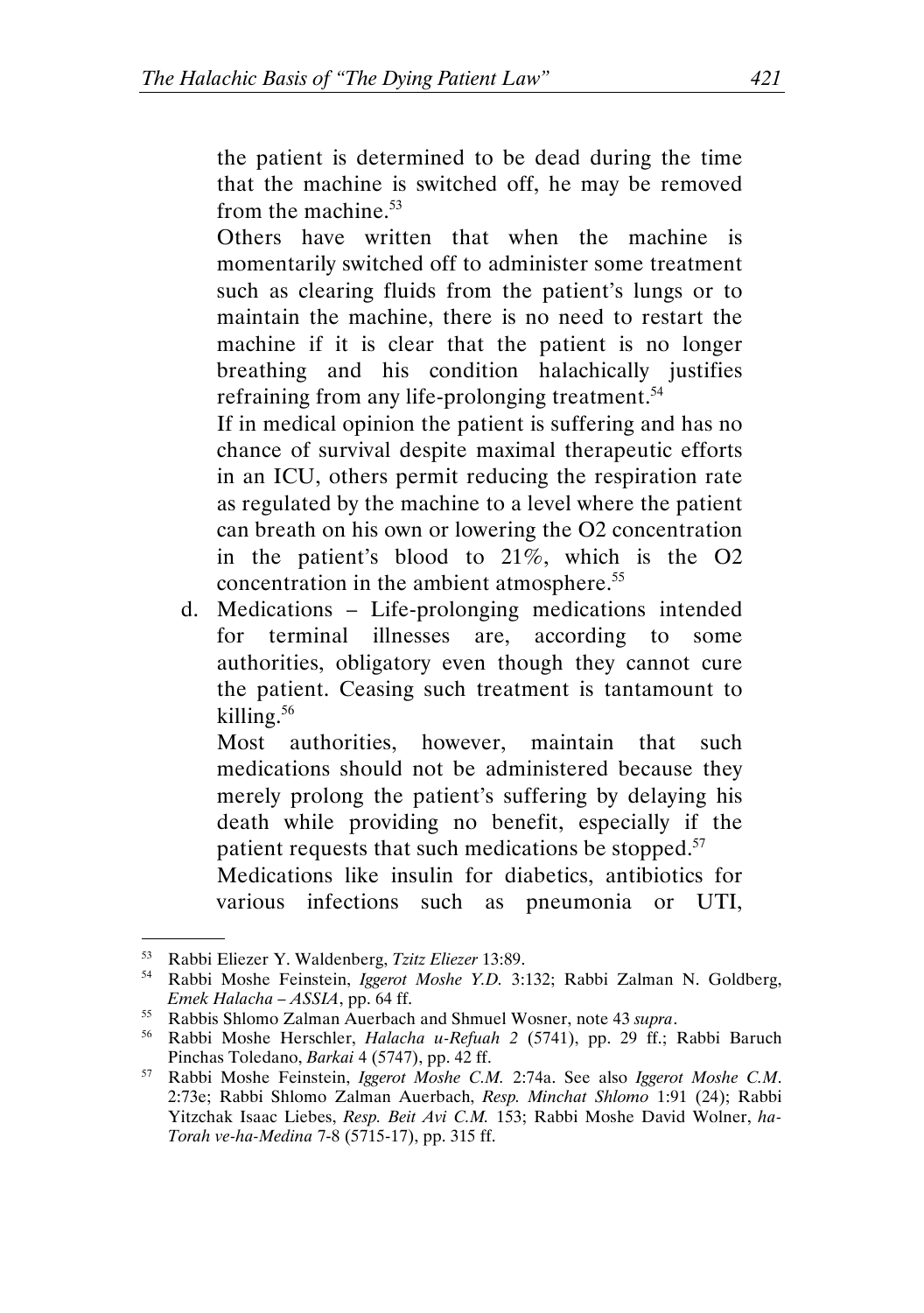the patient is determined to be dead during the time that the machine is switched off, he may be removed from the machine.[53]

Others have written that when the machine is momentarily switched off to administer some treatment such as clearing fluids from the patient's lungs or to maintain the machine, there is no need to restart the machine if it is clear that the patient is no longer breathing and his condition halachically justifies refraining from any life-prolonging treatment.[54]

If in medical opinion the patient is suffering and has no chance of survival despite maximal therapeutic efforts in an ICU, others permit reducing the respiration rate as regulated by the machine to a level where the patient can breath on his own or lowering the O2 concentration in the patient's blood to 21%, which is the O2 concentration in the ambient atmosphere.[55]

d. Medications – Life-prolonging medications intended for terminal illnesses are, according to some authorities, obligatory even though they cannot cure the patient. Ceasing such treatment is tantamount to killing.[56]

   Most authorities, however, maintain that such medications should not be administered because they merely prolong the patient's suffering by delaying his death while providing no benefit, especially if the patient requests that such medications be stopped.[57]

   Medications like insulin for diabetics, antibiotics for various infections such as pneumonia or UTI,

---

[53] Rabbi Eliezer Y. Waldenberg, *Tzitz Eliezer* 13:89.

[54] Rabbi Moshe Feinstein, *Iggerot Moshe Y.D.* 3:132; Rabbi Zalman N. Goldberg, *Emek Halacha – ASSIA*, pp. 64 ff.

[55] Rabbis Shlomo Zalman Auerbach and Shmuel Wosner, note 43 *supra*.

[56] Rabbi Moshe Herschler, *Halacha u-Refuah 2* (5741), pp. 29 ff.; Rabbi Baruch Pinchas Toledano, *Barkai* 4 (5747), pp. 42 ff.

[57] Rabbi Moshe Feinstein, *Iggerot Moshe C.M.* 2:74a. See also *Iggerot Moshe C.M.* 2:73e; Rabbi Shlomo Zalman Auerbach, *Resp. Minchat Shlomo* 1:91 (24); Rabbi Yitzchak Isaac Liebes, *Resp. Beit Avi C.M.* 153; Rabbi Moshe David Wolner, *ha-Torah ve-ha-Medina* 7-8 (5715-17), pp. 315 ff.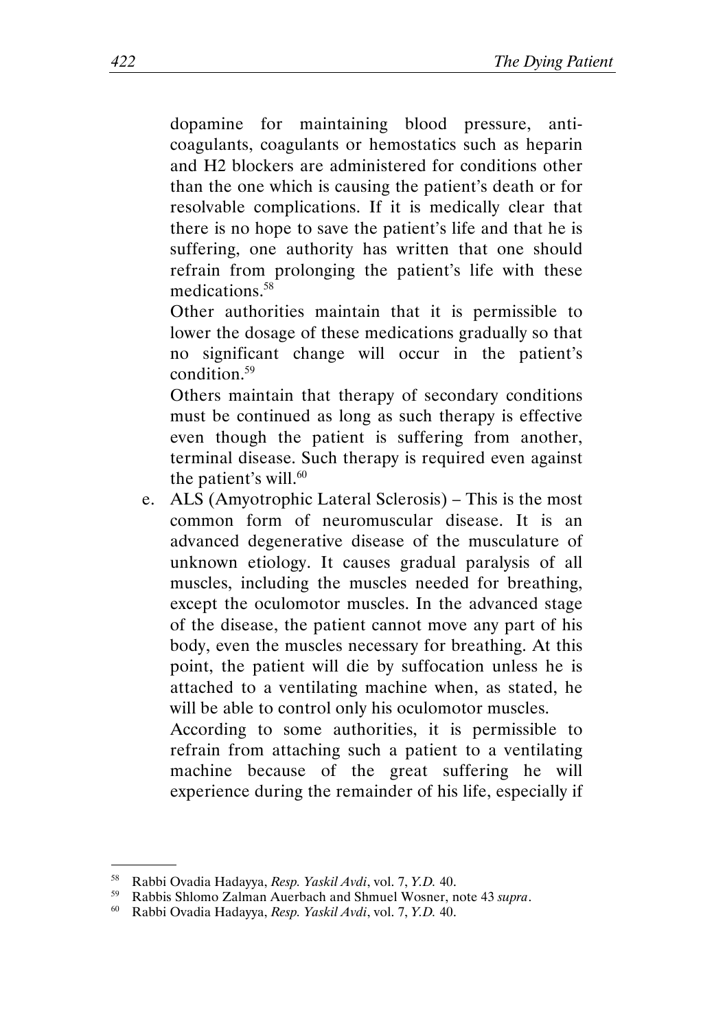dopamine for maintaining blood pressure, anti-coagulants, coagulants or hemostatics such as heparin and H2 blockers are administered for conditions other than the one which is causing the patient's death or for resolvable complications. If it is medically clear that there is no hope to save the patient's life and that he is suffering, one authority has written that one should refrain from prolonging the patient's life with these medications.[58]

Other authorities maintain that it is permissible to lower the dosage of these medications gradually so that no significant change will occur in the patient's condition.[59]

Others maintain that therapy of secondary conditions must be continued as long as such therapy is effective even though the patient is suffering from another, terminal disease. Such therapy is required even against the patient's will.[60]

e. ALS (Amyotrophic Lateral Sclerosis) – This is the most common form of neuromuscular disease. It is an advanced degenerative disease of the musculature of unknown etiology. It causes gradual paralysis of all muscles, including the muscles needed for breathing, except the oculomotor muscles. In the advanced stage of the disease, the patient cannot move any part of his body, even the muscles necessary for breathing. At this point, the patient will die by suffocation unless he is attached to a ventilating machine when, as stated, he will be able to control only his oculomotor muscles.

   According to some authorities, it is permissible to refrain from attaching such a patient to a ventilating machine because of the great suffering he will experience during the remainder of his life, especially if

---

[58] Rabbi Ovadia Hadayya, *Resp. Yaskil Avdi*, vol. 7, *Y.D.* 40.

[59] Rabbis Shlomo Zalman Auerbach and Shmuel Wosner, note 43 *supra*.

[60] Rabbi Ovadia Hadayya, *Resp. Yaskil Avdi*, vol. 7, *Y.D.* 40.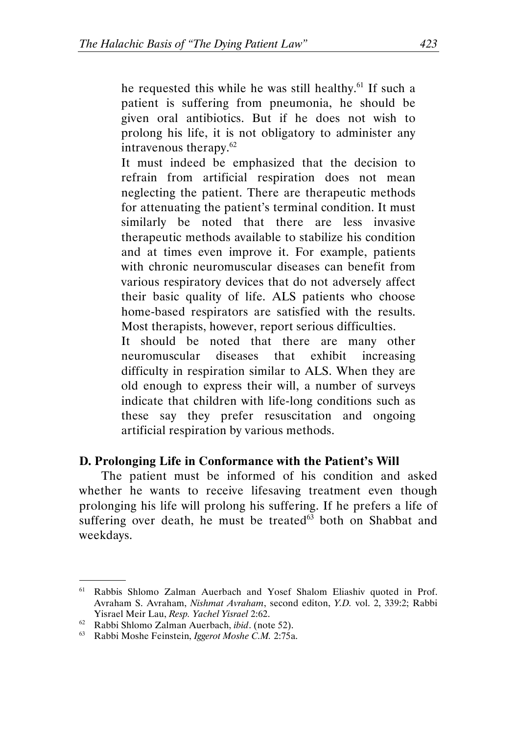he requested this while he was still healthy.[61] If such a patient is suffering from pneumonia, he should be given oral antibiotics. But if he does not wish to prolong his life, it is not obligatory to administer any intravenous therapy.[62]

It must indeed be emphasized that the decision to refrain from artificial respiration does not mean neglecting the patient. There are therapeutic methods for attenuating the patient's terminal condition. It must similarly be noted that there are less invasive therapeutic methods available to stabilize his condition and at times even improve it. For example, patients with chronic neuromuscular diseases can benefit from various respiratory devices that do not adversely affect their basic quality of life. ALS patients who choose home-based respirators are satisfied with the results. Most therapists, however, report serious difficulties.

It should be noted that there are many other neuromuscular diseases that exhibit increasing difficulty in respiration similar to ALS. When they are old enough to express their will, a number of surveys indicate that children with life-long conditions such as these say they prefer resuscitation and ongoing artificial respiration by various methods.

### D. Prolonging Life in Conformance with the Patient's Will

The patient must be informed of his condition and asked whether he wants to receive lifesaving treatment even though prolonging his life will prolong his suffering. If he prefers a life of suffering over death, he must be treated[63] both on Shabbat and weekdays.

---

[61] Rabbis Shlomo Zalman Auerbach and Yosef Shalom Eliashiv quoted in Prof. Avraham S. Avraham, *Nishmat Avraham*, second editon, *Y.D.* vol. 2, 339:2; Rabbi Yisrael Meir Lau, *Resp. Yachel Yisrael* 2:62.

[62] Rabbi Shlomo Zalman Auerbach, *ibid*. (note 52).

[63] Rabbi Moshe Feinstein, *Iggerot Moshe C.M.* 2:75a.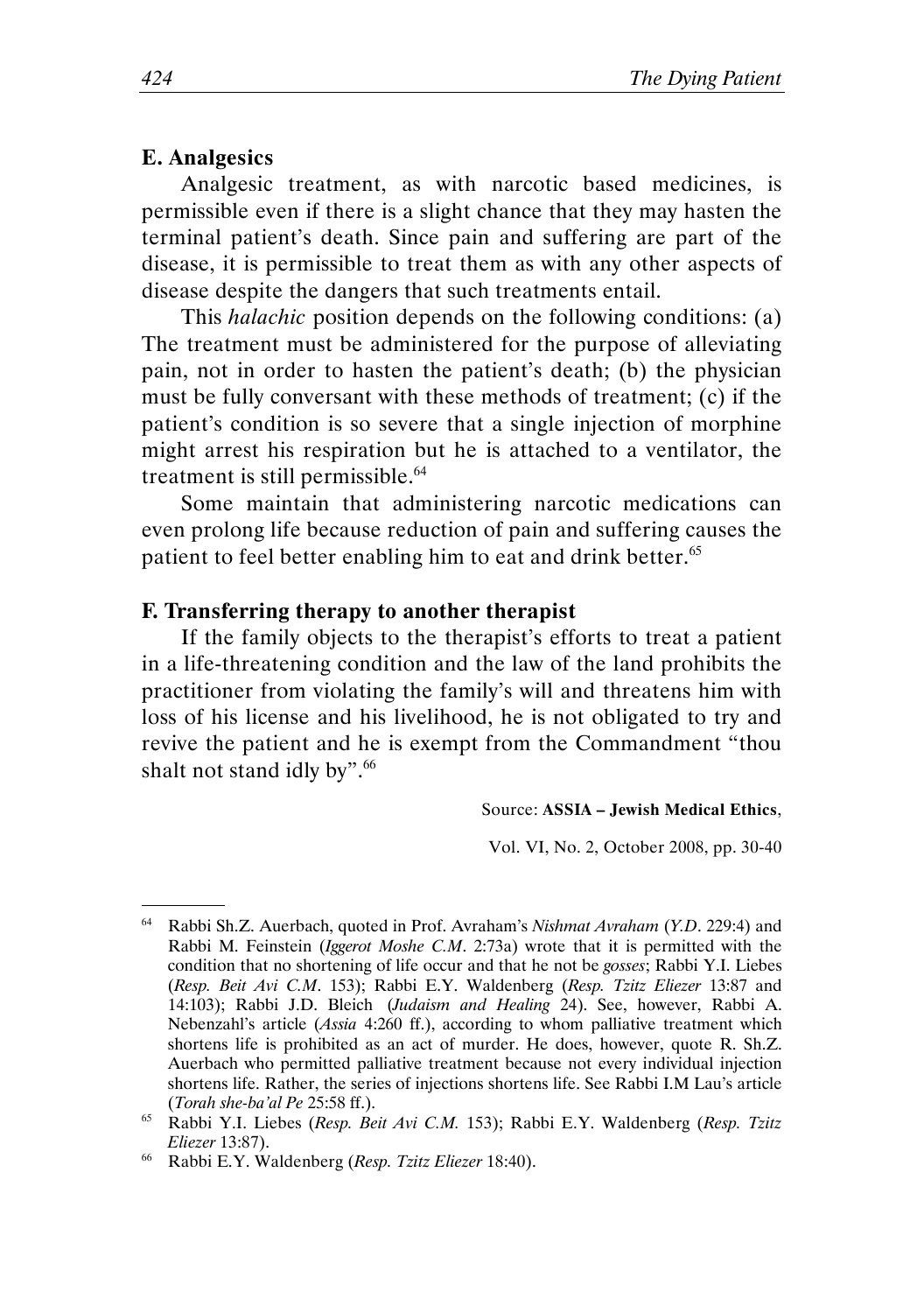## E. Analgesics

Analgesic treatment, as with narcotic based medicines, is permissible even if there is a slight chance that they may hasten the terminal patient's death. Since pain and suffering are part of the disease, it is permissible to treat them as with any other aspects of disease despite the dangers that such treatments entail.

This *halachic* position depends on the following conditions: (a) The treatment must be administered for the purpose of alleviating pain, not in order to hasten the patient's death; (b) the physician must be fully conversant with these methods of treatment; (c) if the patient's condition is so severe that a single injection of morphine might arrest his respiration but he is attached to a ventilator, the treatment is still permissible.[64]

Some maintain that administering narcotic medications can even prolong life because reduction of pain and suffering causes the patient to feel better enabling him to eat and drink better.[65]

## F. Transferring therapy to another therapist

If the family objects to the therapist's efforts to treat a patient in a life-threatening condition and the law of the land prohibits the practitioner from violating the family's will and threatens him with loss of his license and his livelihood, he is not obligated to try and revive the patient and he is exempt from the Commandment "thou shalt not stand idly by".[66]

Source: **ASSIA – Jewish Medical Ethics**,

Vol. VI, No. 2, October 2008, pp. 30-40

---

[64] Rabbi Sh.Z. Auerbach, quoted in Prof. Avraham's *Nishmat Avraham* (*Y.D*. 229:4) and Rabbi M. Feinstein (*Iggerot Moshe C.M*. 2:73a) wrote that it is permitted with the condition that no shortening of life occur and that he not be *gosses*; Rabbi Y.I. Liebes (*Resp. Beit Avi C.M*. 153); Rabbi E.Y. Waldenberg (*Resp. Tzitz Eliezer* 13:87 and 14:103); Rabbi J.D. Bleich (*Judaism and Healing* 24). See, however, Rabbi A. Nebenzahl's article (*Assia* 4:260 ff.), according to whom palliative treatment which shortens life is prohibited as an act of murder. He does, however, quote R. Sh.Z. Auerbach who permitted palliative treatment because not every individual injection shortens life. Rather, the series of injections shortens life. See Rabbi I.M Lau's article (*Torah she-ba'al Pe* 25:58 ff.).

[65] Rabbi Y.I. Liebes (*Resp. Beit Avi C.M.* 153); Rabbi E.Y. Waldenberg (*Resp. Tzitz Eliezer* 13:87).

[66] Rabbi E.Y. Waldenberg (*Resp. Tzitz Eliezer* 18:40).